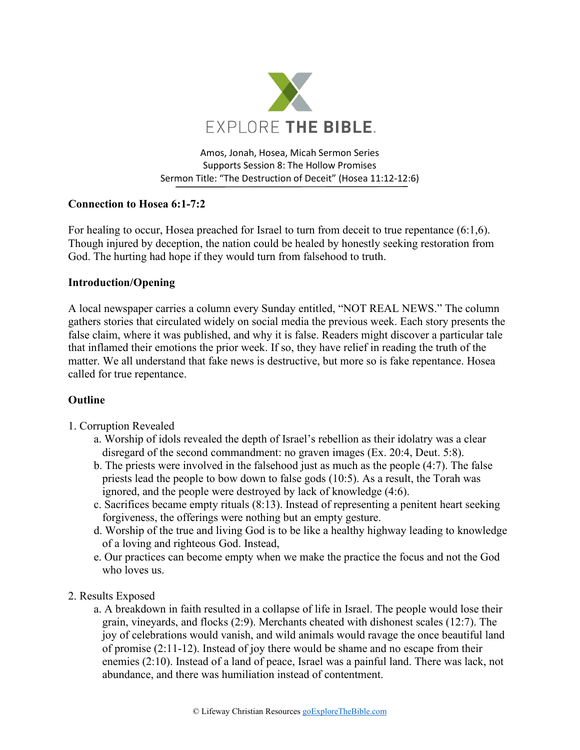EXPLORE THE BIBLE.

Amos, Jonah, Hosea, Micah Sermon Series
Supports Session 8: The Hollow Promises
Sermon Title: "The Destruction of Deceit" (Hosea 11:12-12:6)

**Connection to Hosea 6:1-7:2**

For healing to occur, Hosea preached for Israel to turn from deceit to true repentance (6:1,6). Though injured by deception, the nation could be healed by honestly seeking restoration from God. The hurting had hope if they would turn from falsehood to truth.

**Introduction/Opening**

A local newspaper carries a column every Sunday entitled, "NOT REAL NEWS." The column gathers stories that circulated widely on social media the previous week. Each story presents the false claim, where it was published, and why it is false. Readers might discover a particular tale that inflamed their emotions the prior week. If so, they have relief in reading the truth of the matter. We all understand that fake news is destructive, but more so is fake repentance. Hosea called for true repentance.

**Outline**

1. Corruption Revealed
   a. Worship of idols revealed the depth of Israel's rebellion as their idolatry was a clear disregard of the second commandment: no graven images (Ex. 20:4, Deut. 5:8).
   b. The priests were involved in the falsehood just as much as the people (4:7). The false priests lead the people to bow down to false gods (10:5). As a result, the Torah was ignored, and the people were destroyed by lack of knowledge (4:6).
   c. Sacrifices became empty rituals (8:13). Instead of representing a penitent heart seeking forgiveness, the offerings were nothing but an empty gesture.
   d. Worship of the true and living God is to be like a healthy highway leading to knowledge of a loving and righteous God. Instead,
   e. Our practices can become empty when we make the practice the focus and not the God who loves us.

2. Results Exposed
   a. A breakdown in faith resulted in a collapse of life in Israel. The people would lose their grain, vineyards, and flocks (2:9). Merchants cheated with dishonest scales (12:7). The joy of celebrations would vanish, and wild animals would ravage the once beautiful land of promise (2:11-12). Instead of joy there would be shame and no escape from their enemies (2:10). Instead of a land of peace, Israel was a painful land. There was lack, not abundance, and there was humiliation instead of contentment.

© Lifeway Christian Resources goExploreTheBible.com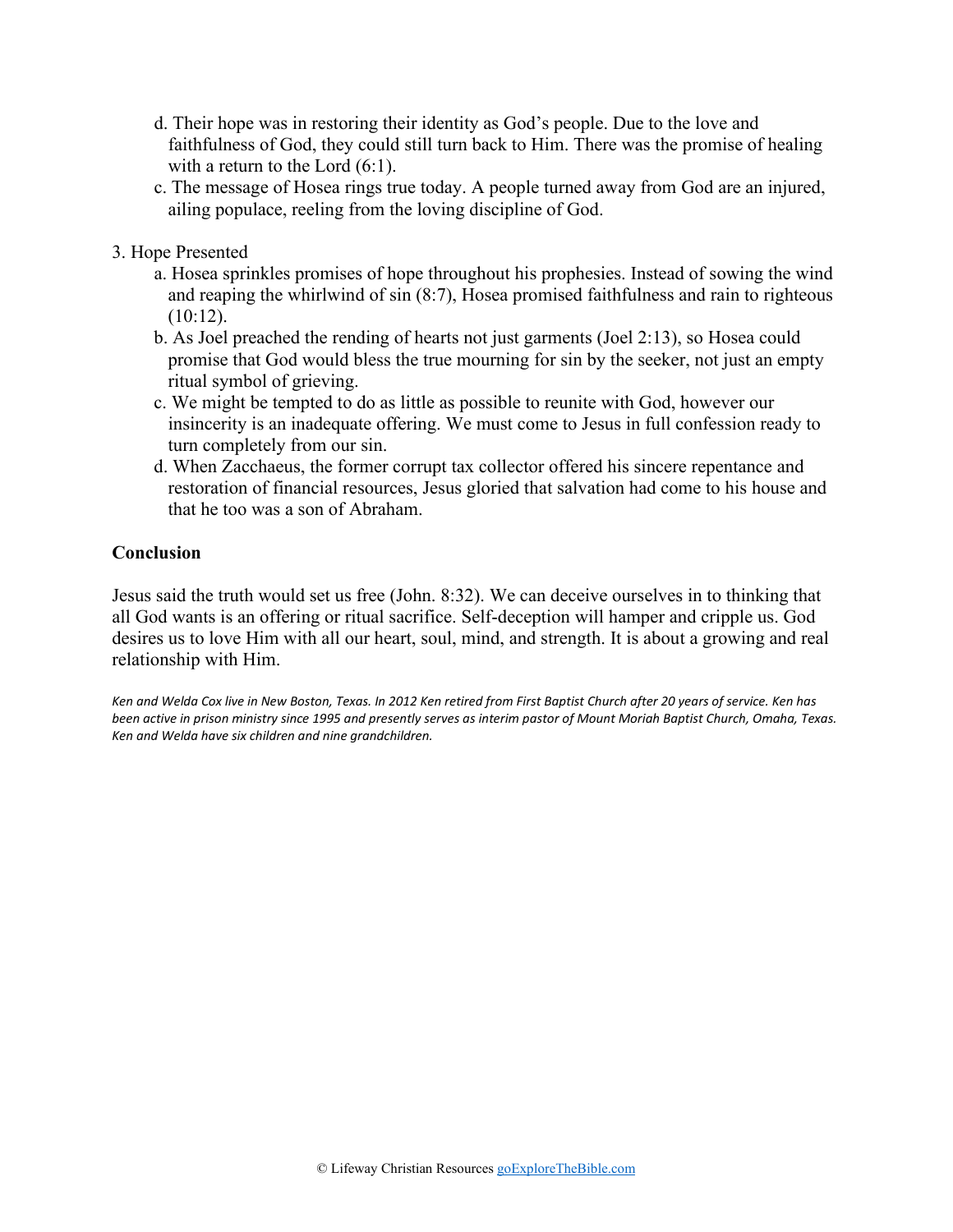d. Their hope was in restoring their identity as God's people. Due to the love and faithfulness of God, they could still turn back to Him. There was the promise of healing with a return to the Lord (6:1).

c. The message of Hosea rings true today. A people turned away from God are an injured, ailing populace, reeling from the loving discipline of God.

3. Hope Presented

   a. Hosea sprinkles promises of hope throughout his prophesies. Instead of sowing the wind and reaping the whirlwind of sin (8:7), Hosea promised faithfulness and rain to righteous (10:12).

   b. As Joel preached the rending of hearts not just garments (Joel 2:13), so Hosea could promise that God would bless the true mourning for sin by the seeker, not just an empty ritual symbol of grieving.

   c. We might be tempted to do as little as possible to reunite with God, however our insincerity is an inadequate offering. We must come to Jesus in full confession ready to turn completely from our sin.

   d. When Zacchaeus, the former corrupt tax collector offered his sincere repentance and restoration of financial resources, Jesus gloried that salvation had come to his house and that he too was a son of Abraham.

**Conclusion**

Jesus said the truth would set us free (John. 8:32). We can deceive ourselves in to thinking that all God wants is an offering or ritual sacrifice. Self-deception will hamper and cripple us. God desires us to love Him with all our heart, soul, mind, and strength. It is about a growing and real relationship with Him.

*Ken and Welda Cox live in New Boston, Texas. In 2012 Ken retired from First Baptist Church after 20 years of service. Ken has been active in prison ministry since 1995 and presently serves as interim pastor of Mount Moriah Baptist Church, Omaha, Texas. Ken and Welda have six children and nine grandchildren.*

© Lifeway Christian Resources goExploreTheBible.com